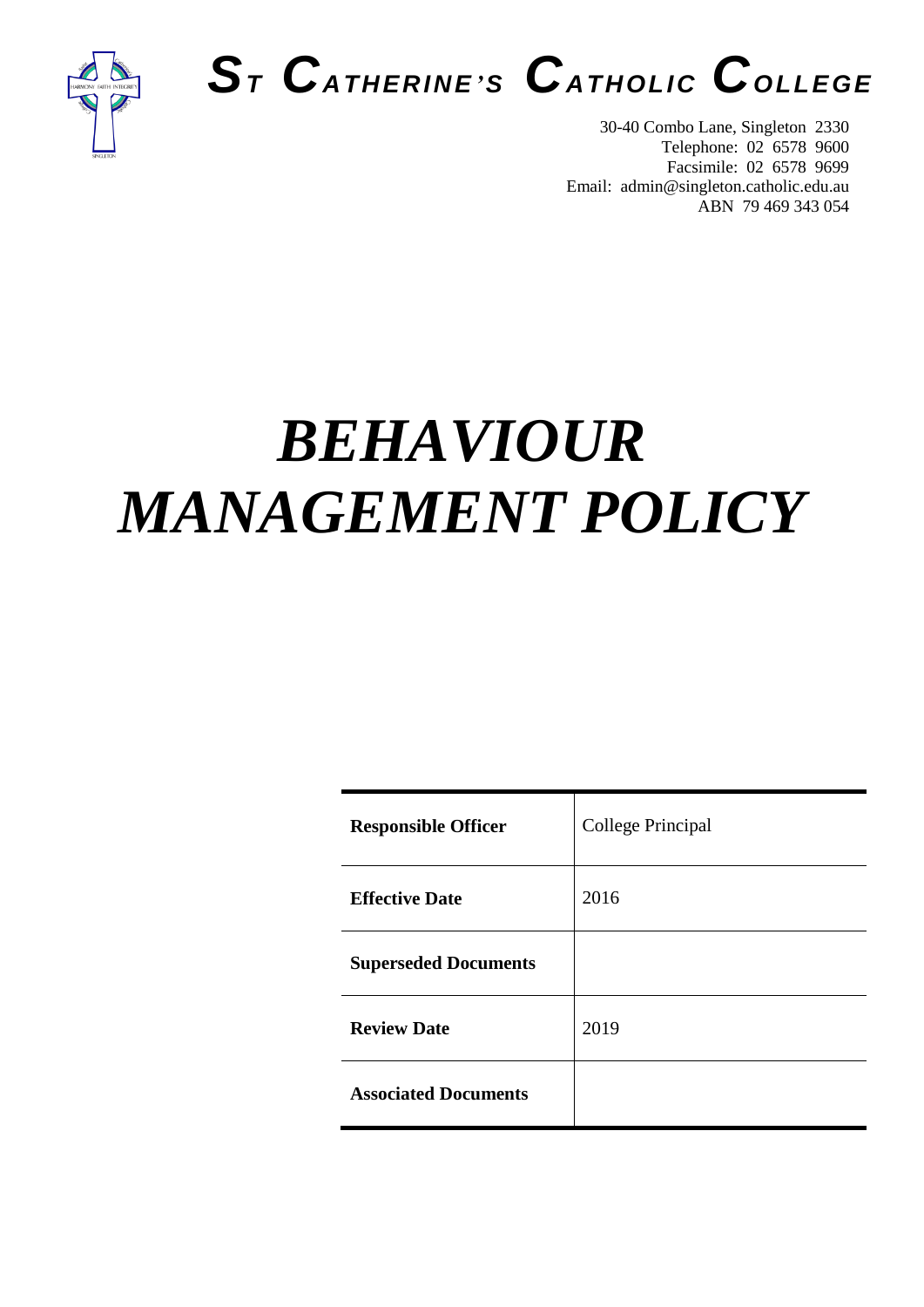# ST CATHERINE'S CATHOLIC COLLEGE

30-40 Combo Lane, Singleton 2330
Telephone: 02 6578 9600
Facsimile: 02 6578 9699
Email: admin@singleton.catholic.edu.au
ABN 79 469 343 054

# *BEHAVIOUR MANAGEMENT POLICY*

| | |
|---|---|
| **Responsible Officer** | College Principal |
| **Effective Date** | 2016 |
| **Superseded Documents** | |
| **Review Date** | 2019 |
| **Associated Documents** | |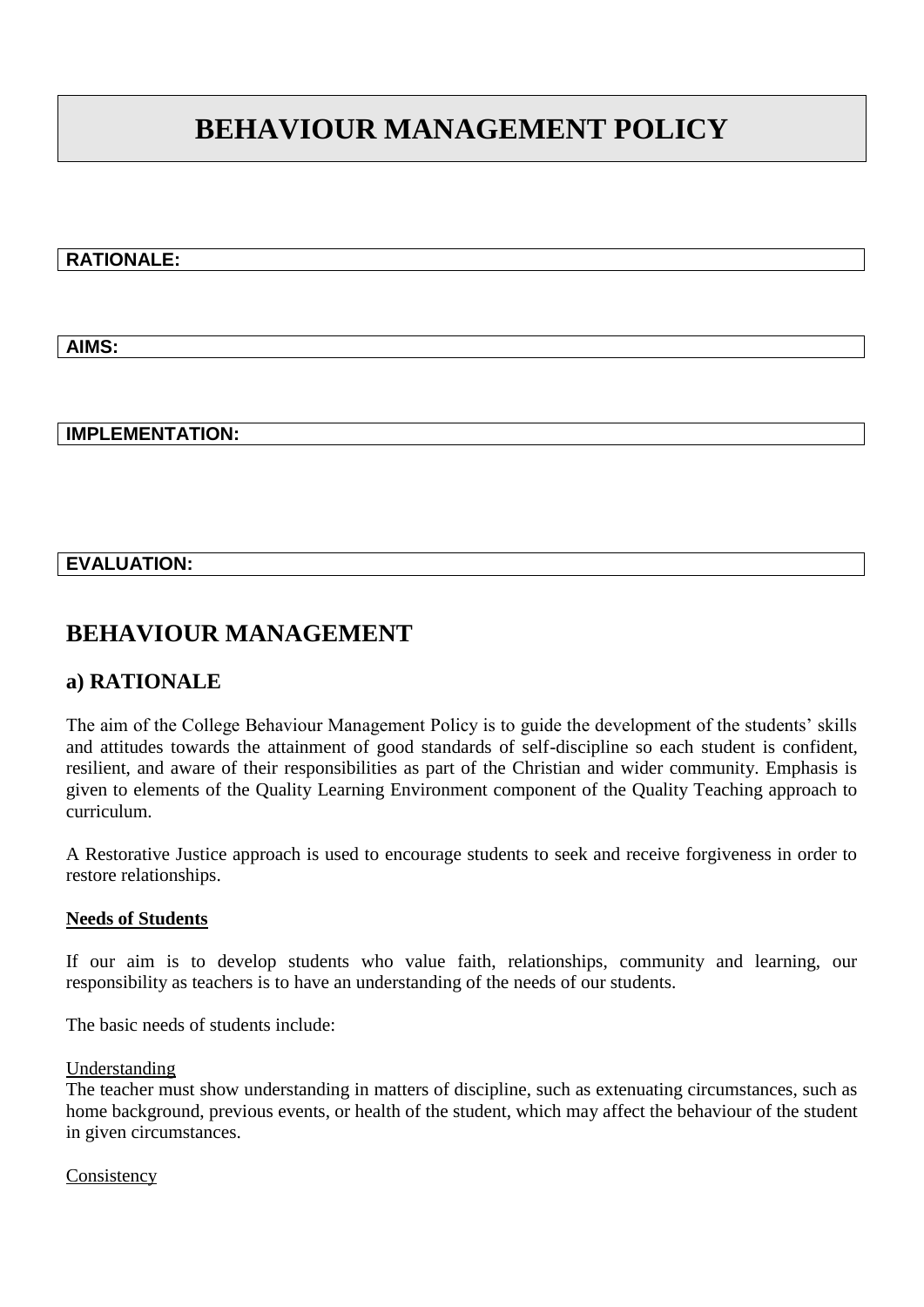# BEHAVIOUR MANAGEMENT POLICY

**RATIONALE:**

**AIMS:**

**IMPLEMENTATION:**

**EVALUATION:**

## BEHAVIOUR MANAGEMENT

### a) RATIONALE

The aim of the College Behaviour Management Policy is to guide the development of the students' skills and attitudes towards the attainment of good standards of self-discipline so each student is confident, resilient, and aware of their responsibilities as part of the Christian and wider community. Emphasis is given to elements of the Quality Learning Environment component of the Quality Teaching approach to curriculum.

A Restorative Justice approach is used to encourage students to seek and receive forgiveness in order to restore relationships.

**Needs of Students**

If our aim is to develop students who value faith, relationships, community and learning, our responsibility as teachers is to have an understanding of the needs of our students.

The basic needs of students include:

Understanding
The teacher must show understanding in matters of discipline, such as extenuating circumstances, such as home background, previous events, or health of the student, which may affect the behaviour of the student in given circumstances.

Consistency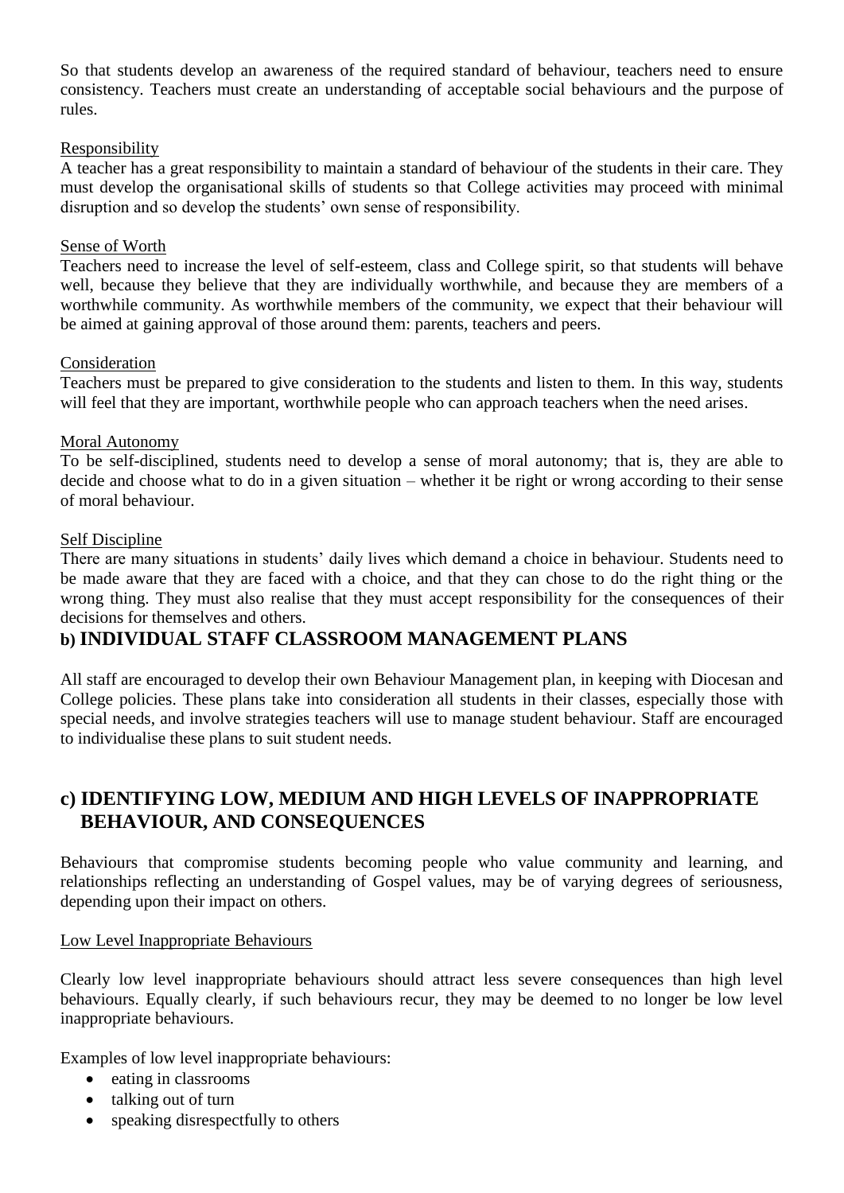So that students develop an awareness of the required standard of behaviour, teachers need to ensure consistency. Teachers must create an understanding of acceptable social behaviours and the purpose of rules.

Responsibility

A teacher has a great responsibility to maintain a standard of behaviour of the students in their care. They must develop the organisational skills of students so that College activities may proceed with minimal disruption and so develop the students' own sense of responsibility.

Sense of Worth

Teachers need to increase the level of self-esteem, class and College spirit, so that students will behave well, because they believe that they are individually worthwhile, and because they are members of a worthwhile community. As worthwhile members of the community, we expect that their behaviour will be aimed at gaining approval of those around them: parents, teachers and peers.

Consideration

Teachers must be prepared to give consideration to the students and listen to them. In this way, students will feel that they are important, worthwhile people who can approach teachers when the need arises.

Moral Autonomy

To be self-disciplined, students need to develop a sense of moral autonomy; that is, they are able to decide and choose what to do in a given situation – whether it be right or wrong according to their sense of moral behaviour.

Self Discipline

There are many situations in students' daily lives which demand a choice in behaviour. Students need to be made aware that they are faced with a choice, and that they can chose to do the right thing or the wrong thing. They must also realise that they must accept responsibility for the consequences of their decisions for themselves and others.

## b) INDIVIDUAL STAFF CLASSROOM MANAGEMENT PLANS

All staff are encouraged to develop their own Behaviour Management plan, in keeping with Diocesan and College policies. These plans take into consideration all students in their classes, especially those with special needs, and involve strategies teachers will use to manage student behaviour. Staff are encouraged to individualise these plans to suit student needs.

## c) IDENTIFYING LOW, MEDIUM AND HIGH LEVELS OF INAPPROPRIATE BEHAVIOUR, AND CONSEQUENCES

Behaviours that compromise students becoming people who value community and learning, and relationships reflecting an understanding of Gospel values, may be of varying degrees of seriousness, depending upon their impact on others.

Low Level Inappropriate Behaviours

Clearly low level inappropriate behaviours should attract less severe consequences than high level behaviours. Equally clearly, if such behaviours recur, they may be deemed to no longer be low level inappropriate behaviours.

Examples of low level inappropriate behaviours:

- eating in classrooms
- talking out of turn
- speaking disrespectfully to others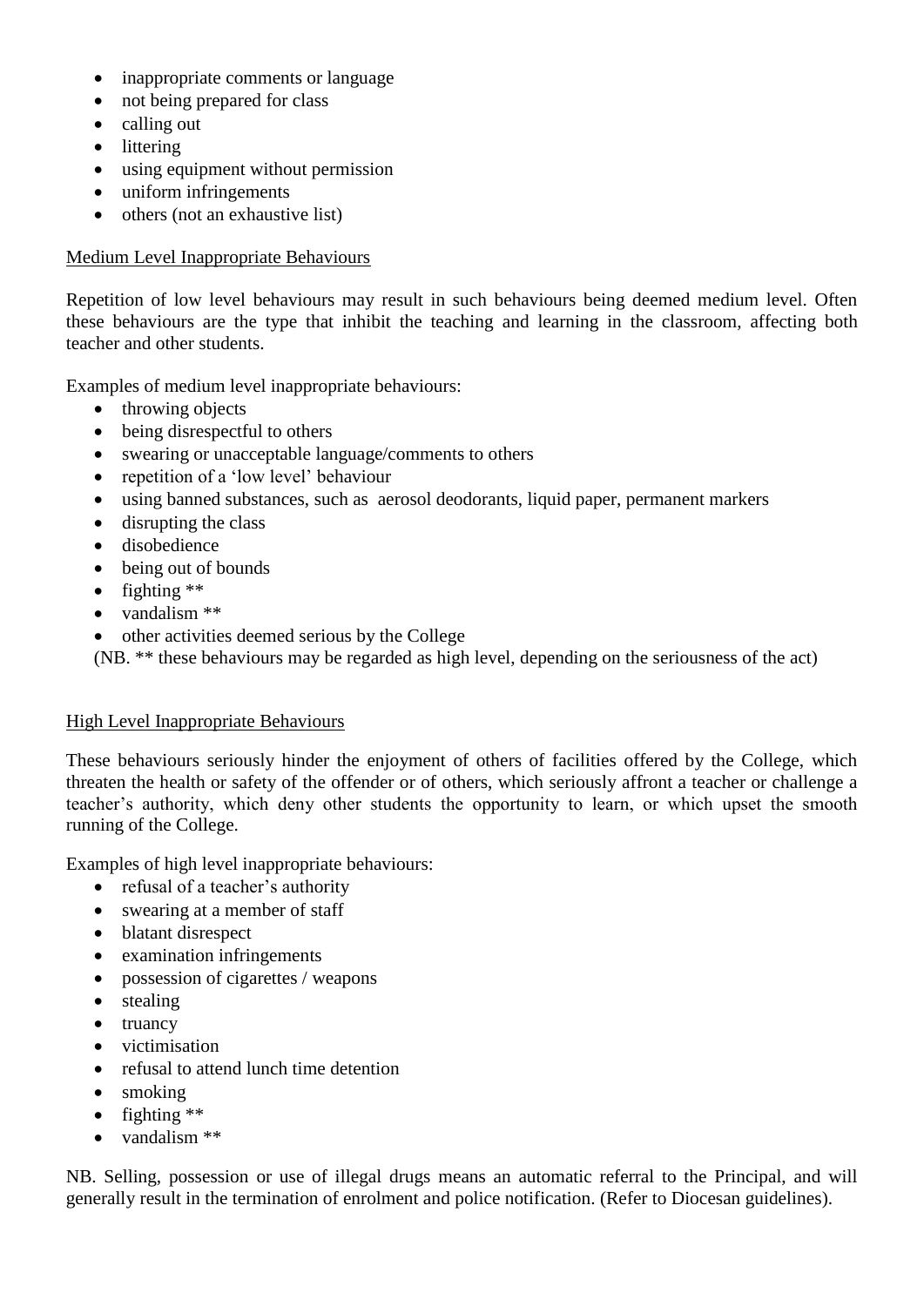- inappropriate comments or language
- not being prepared for class
- calling out
- littering
- using equipment without permission
- uniform infringements
- others (not an exhaustive list)

<u>Medium Level Inappropriate Behaviours</u>

Repetition of low level behaviours may result in such behaviours being deemed medium level. Often these behaviours are the type that inhibit the teaching and learning in the classroom, affecting both teacher and other students.

Examples of medium level inappropriate behaviours:

- throwing objects
- being disrespectful to others
- swearing or unacceptable language/comments to others
- repetition of a 'low level' behaviour
- using banned substances, such as aerosol deodorants, liquid paper, permanent markers
- disrupting the class
- disobedience
- being out of bounds
- fighting **
- vandalism **
- other activities deemed serious by the College

(NB. ** these behaviours may be regarded as high level, depending on the seriousness of the act)

<u>High Level Inappropriate Behaviours</u>

These behaviours seriously hinder the enjoyment of others of facilities offered by the College, which threaten the health or safety of the offender or of others, which seriously affront a teacher or challenge a teacher's authority, which deny other students the opportunity to learn, or which upset the smooth running of the College.

Examples of high level inappropriate behaviours:

- refusal of a teacher's authority
- swearing at a member of staff
- blatant disrespect
- examination infringements
- possession of cigarettes / weapons
- stealing
- truancy
- victimisation
- refusal to attend lunch time detention
- smoking
- fighting **
- vandalism **

NB. Selling, possession or use of illegal drugs means an automatic referral to the Principal, and will generally result in the termination of enrolment and police notification. (Refer to Diocesan guidelines).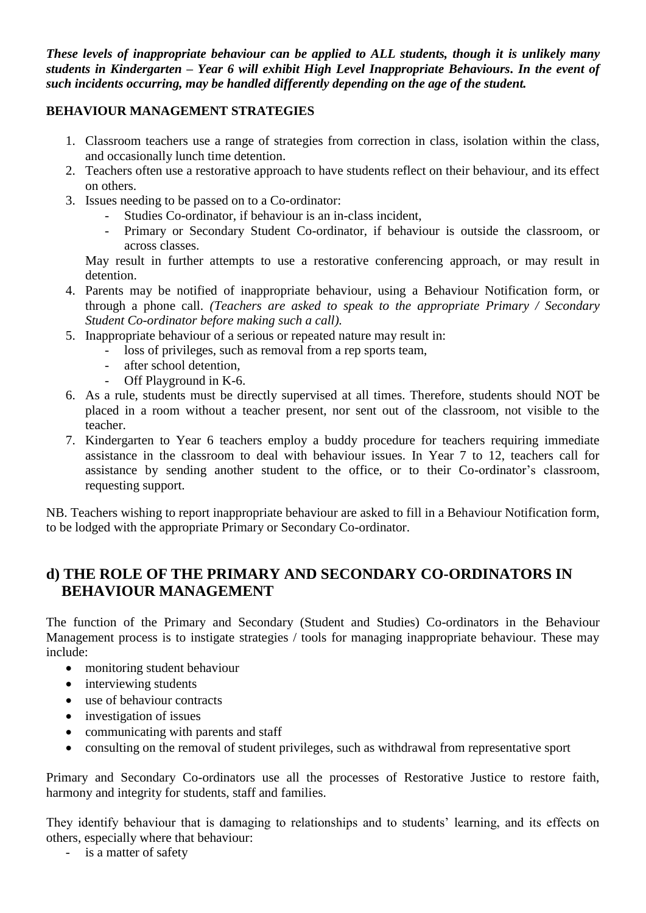***These levels of inappropriate behaviour can be applied to ALL students, though it is unlikely many students in Kindergarten – Year 6 will exhibit High Level Inappropriate Behaviours. In the event of such incidents occurring, may be handled differently depending on the age of the student.***

**BEHAVIOUR MANAGEMENT STRATEGIES**

1. Classroom teachers use a range of strategies from correction in class, isolation within the class, and occasionally lunch time detention.
2. Teachers often use a restorative approach to have students reflect on their behaviour, and its effect on others.
3. Issues needing to be passed on to a Co-ordinator:
   - Studies Co-ordinator, if behaviour is an in-class incident,
   - Primary or Secondary Student Co-ordinator, if behaviour is outside the classroom, or across classes.

   May result in further attempts to use a restorative conferencing approach, or may result in detention.
4. Parents may be notified of inappropriate behaviour, using a Behaviour Notification form, or through a phone call. *(Teachers are asked to speak to the appropriate Primary / Secondary Student Co-ordinator before making such a call).*
5. Inappropriate behaviour of a serious or repeated nature may result in:
   - loss of privileges, such as removal from a rep sports team,
   - after school detention,
   - Off Playground in K-6.
6. As a rule, students must be directly supervised at all times. Therefore, students should NOT be placed in a room without a teacher present, nor sent out of the classroom, not visible to the teacher.
7. Kindergarten to Year 6 teachers employ a buddy procedure for teachers requiring immediate assistance in the classroom to deal with behaviour issues. In Year 7 to 12, teachers call for assistance by sending another student to the office, or to their Co-ordinator's classroom, requesting support.

NB. Teachers wishing to report inappropriate behaviour are asked to fill in a Behaviour Notification form, to be lodged with the appropriate Primary or Secondary Co-ordinator.

## d) THE ROLE OF THE PRIMARY AND SECONDARY CO-ORDINATORS IN BEHAVIOUR MANAGEMENT

The function of the Primary and Secondary (Student and Studies) Co-ordinators in the Behaviour Management process is to instigate strategies / tools for managing inappropriate behaviour. These may include:

- monitoring student behaviour
- interviewing students
- use of behaviour contracts
- investigation of issues
- communicating with parents and staff
- consulting on the removal of student privileges, such as withdrawal from representative sport

Primary and Secondary Co-ordinators use all the processes of Restorative Justice to restore faith, harmony and integrity for students, staff and families.

They identify behaviour that is damaging to relationships and to students' learning, and its effects on others, especially where that behaviour:

- is a matter of safety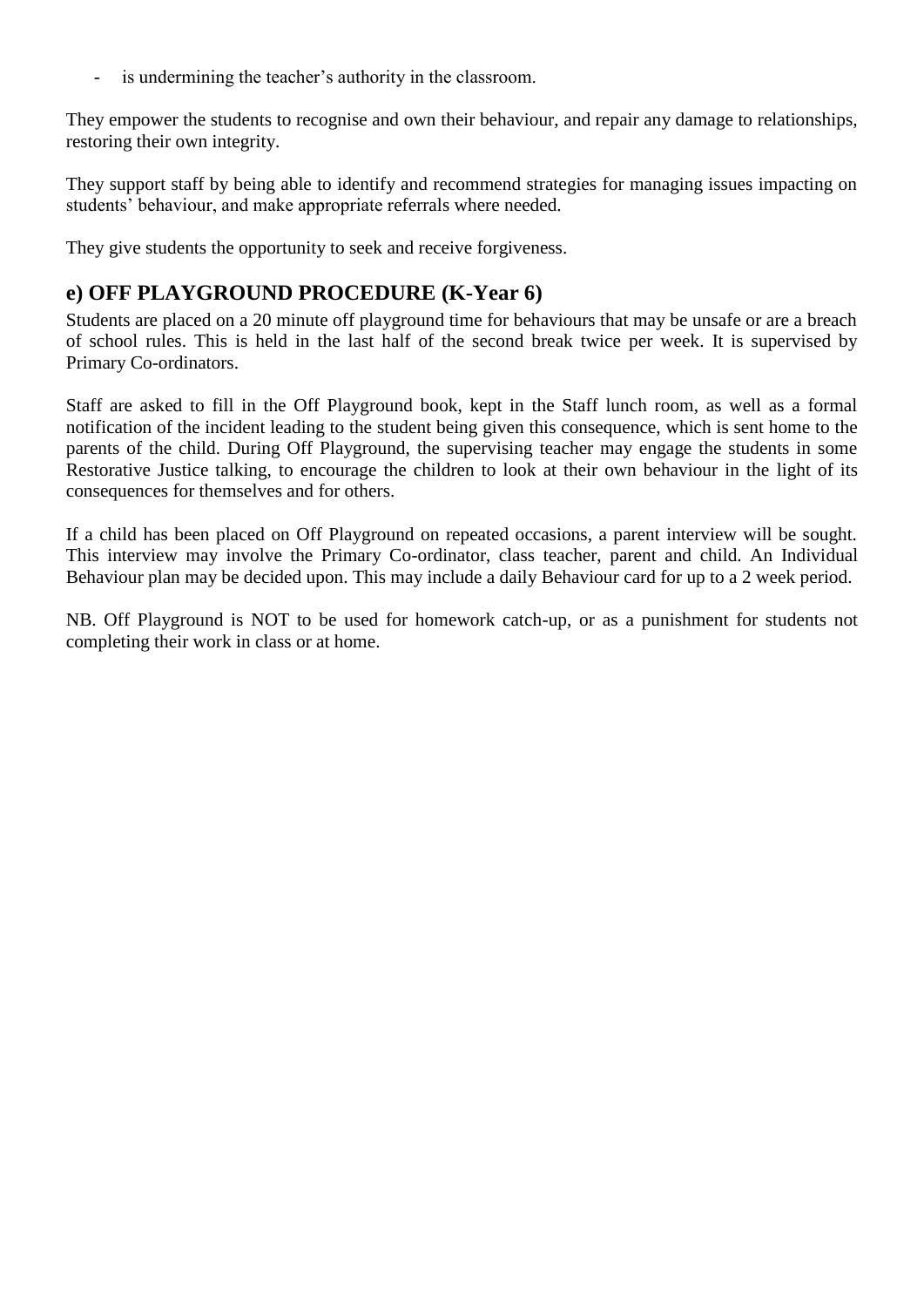- is undermining the teacher's authority in the classroom.

They empower the students to recognise and own their behaviour, and repair any damage to relationships, restoring their own integrity.

They support staff by being able to identify and recommend strategies for managing issues impacting on students' behaviour, and make appropriate referrals where needed.

They give students the opportunity to seek and receive forgiveness.

## e) OFF PLAYGROUND PROCEDURE (K-Year 6)

Students are placed on a 20 minute off playground time for behaviours that may be unsafe or are a breach of school rules. This is held in the last half of the second break twice per week. It is supervised by Primary Co-ordinators.

Staff are asked to fill in the Off Playground book, kept in the Staff lunch room, as well as a formal notification of the incident leading to the student being given this consequence, which is sent home to the parents of the child. During Off Playground, the supervising teacher may engage the students in some Restorative Justice talking, to encourage the children to look at their own behaviour in the light of its consequences for themselves and for others.

If a child has been placed on Off Playground on repeated occasions, a parent interview will be sought. This interview may involve the Primary Co-ordinator, class teacher, parent and child. An Individual Behaviour plan may be decided upon. This may include a daily Behaviour card for up to a 2 week period.

NB. Off Playground is NOT to be used for homework catch-up, or as a punishment for students not completing their work in class or at home.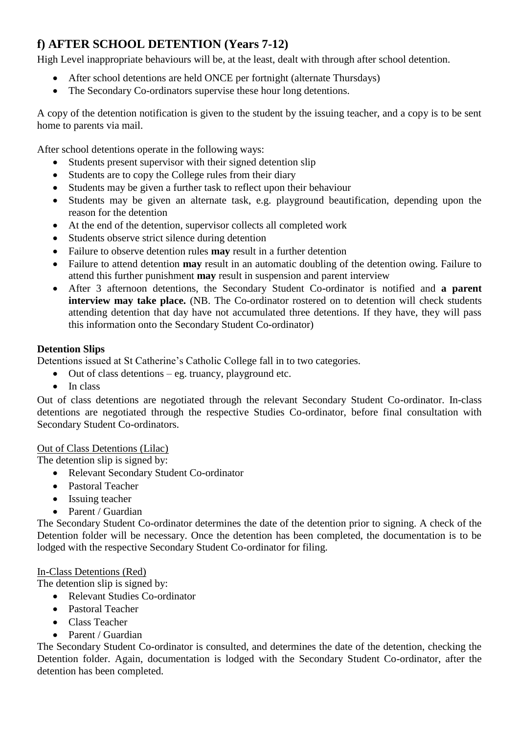## f) AFTER SCHOOL DETENTION (Years 7-12)

High Level inappropriate behaviours will be, at the least, dealt with through after school detention.

- After school detentions are held ONCE per fortnight (alternate Thursdays)
- The Secondary Co-ordinators supervise these hour long detentions.

A copy of the detention notification is given to the student by the issuing teacher, and a copy is to be sent home to parents via mail.

After school detentions operate in the following ways:

- Students present supervisor with their signed detention slip
- Students are to copy the College rules from their diary
- Students may be given a further task to reflect upon their behaviour
- Students may be given an alternate task, e.g. playground beautification, depending upon the reason for the detention
- At the end of the detention, supervisor collects all completed work
- Students observe strict silence during detention
- Failure to observe detention rules **may** result in a further detention
- Failure to attend detention **may** result in an automatic doubling of the detention owing. Failure to attend this further punishment **may** result in suspension and parent interview
- After 3 afternoon detentions, the Secondary Student Co-ordinator is notified and **a parent interview may take place.** (NB. The Co-ordinator rostered on to detention will check students attending detention that day have not accumulated three detentions. If they have, they will pass this information onto the Secondary Student Co-ordinator)

**Detention Slips**

Detentions issued at St Catherine's Catholic College fall in to two categories.

- Out of class detentions – eg. truancy, playground etc.
- In class

Out of class detentions are negotiated through the relevant Secondary Student Co-ordinator. In-class detentions are negotiated through the respective Studies Co-ordinator, before final consultation with Secondary Student Co-ordinators.

Out of Class Detentions (Lilac)

The detention slip is signed by:

- Relevant Secondary Student Co-ordinator
- Pastoral Teacher
- Issuing teacher
- Parent / Guardian

The Secondary Student Co-ordinator determines the date of the detention prior to signing. A check of the Detention folder will be necessary. Once the detention has been completed, the documentation is to be lodged with the respective Secondary Student Co-ordinator for filing.

In-Class Detentions (Red)

The detention slip is signed by:

- Relevant Studies Co-ordinator
- Pastoral Teacher
- Class Teacher
- Parent / Guardian

The Secondary Student Co-ordinator is consulted, and determines the date of the detention, checking the Detention folder. Again, documentation is lodged with the Secondary Student Co-ordinator, after the detention has been completed.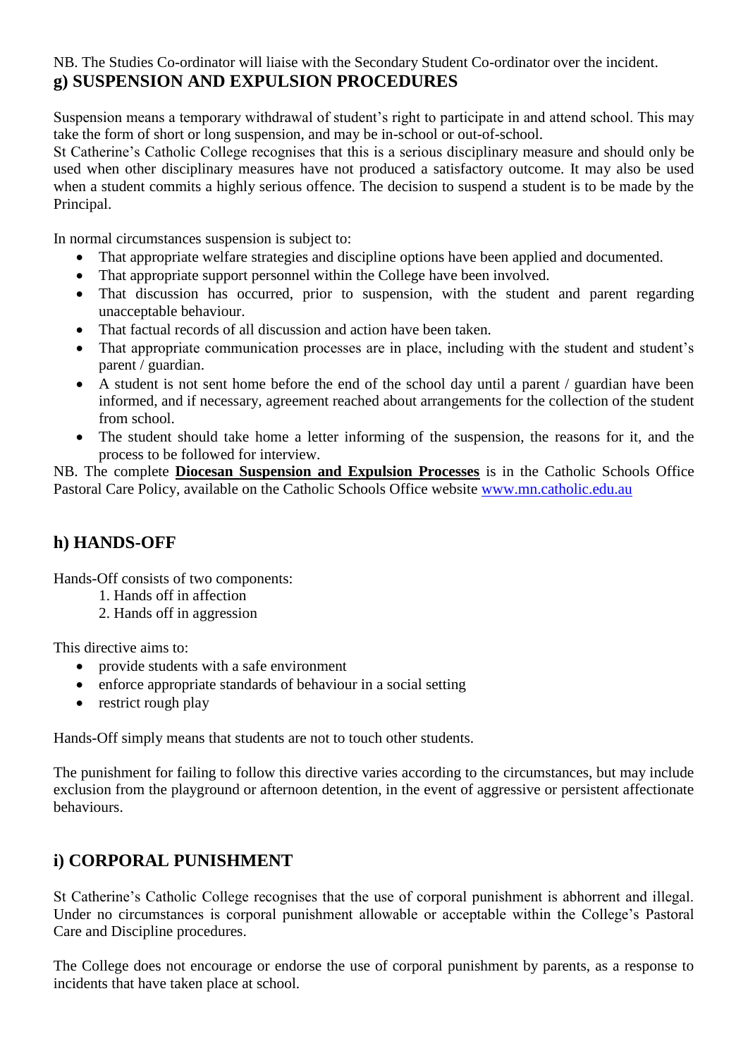NB. The Studies Co-ordinator will liaise with the Secondary Student Co-ordinator over the incident.

## g) SUSPENSION AND EXPULSION PROCEDURES

Suspension means a temporary withdrawal of student's right to participate in and attend school. This may take the form of short or long suspension, and may be in-school or out-of-school.

St Catherine's Catholic College recognises that this is a serious disciplinary measure and should only be used when other disciplinary measures have not produced a satisfactory outcome. It may also be used when a student commits a highly serious offence. The decision to suspend a student is to be made by the Principal.

In normal circumstances suspension is subject to:

- That appropriate welfare strategies and discipline options have been applied and documented.
- That appropriate support personnel within the College have been involved.
- That discussion has occurred, prior to suspension, with the student and parent regarding unacceptable behaviour.
- That factual records of all discussion and action have been taken.
- That appropriate communication processes are in place, including with the student and student's parent / guardian.
- A student is not sent home before the end of the school day until a parent / guardian have been informed, and if necessary, agreement reached about arrangements for the collection of the student from school.
- The student should take home a letter informing of the suspension, the reasons for it, and the process to be followed for interview.

NB. The complete **Diocesan Suspension and Expulsion Processes** is in the Catholic Schools Office Pastoral Care Policy, available on the Catholic Schools Office website www.mn.catholic.edu.au

## h) HANDS-OFF

Hands-Off consists of two components:

1. Hands off in affection
2. Hands off in aggression

This directive aims to:

- provide students with a safe environment
- enforce appropriate standards of behaviour in a social setting
- restrict rough play

Hands-Off simply means that students are not to touch other students.

The punishment for failing to follow this directive varies according to the circumstances, but may include exclusion from the playground or afternoon detention, in the event of aggressive or persistent affectionate behaviours.

## i) CORPORAL PUNISHMENT

St Catherine's Catholic College recognises that the use of corporal punishment is abhorrent and illegal. Under no circumstances is corporal punishment allowable or acceptable within the College's Pastoral Care and Discipline procedures.

The College does not encourage or endorse the use of corporal punishment by parents, as a response to incidents that have taken place at school.